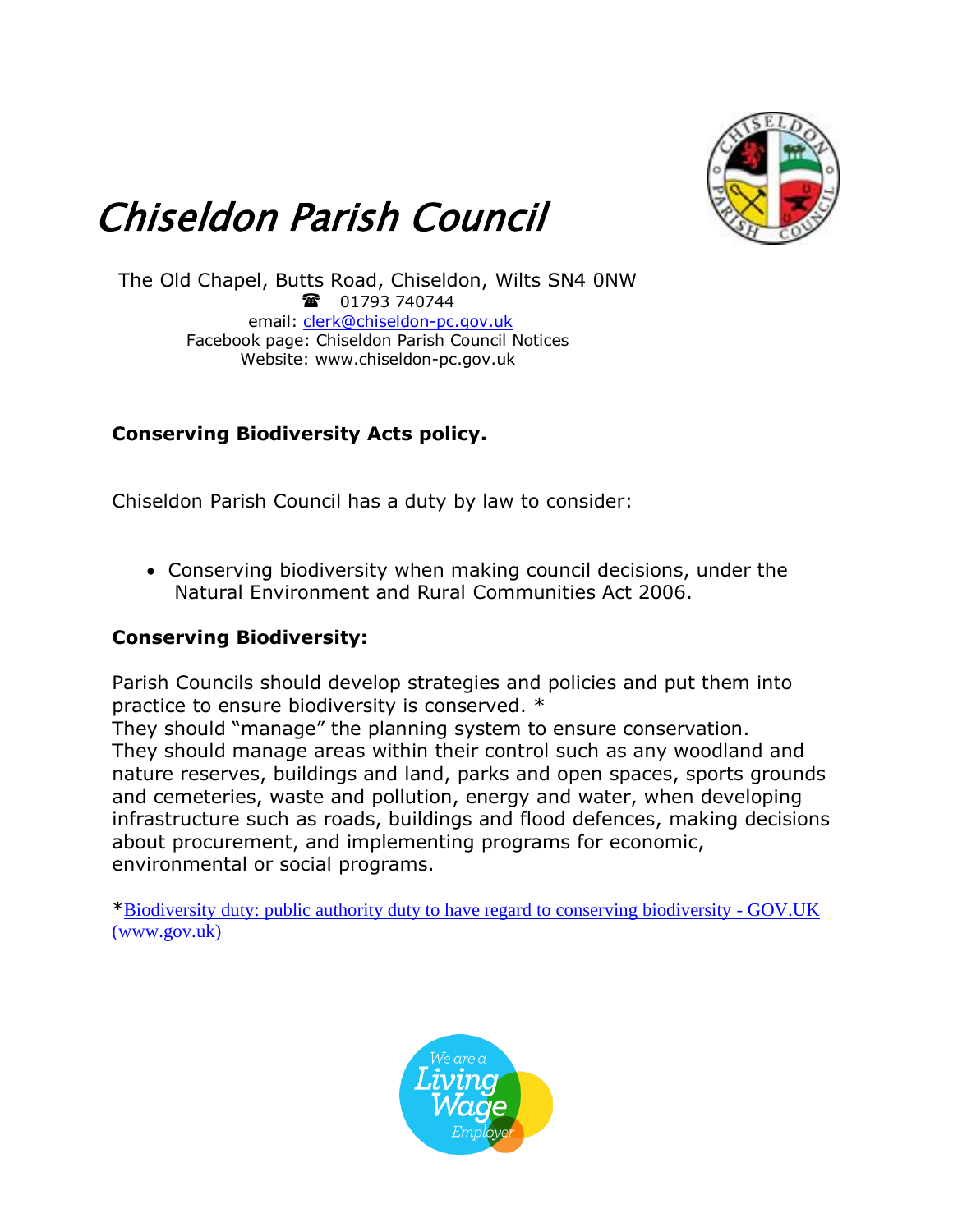# Chiseldon Parish Council

The Old Chapel, Butts Road, Chiseldon, Wilts SN4 0NW
☎ 01793 740744
email: clerk@chiseldon-pc.gov.uk
Facebook page: Chiseldon Parish Council Notices
Website: www.chiseldon-pc.gov.uk

**Conserving Biodiversity Acts policy.**

Chiseldon Parish Council has a duty by law to consider:

- Conserving biodiversity when making council decisions, under the Natural Environment and Rural Communities Act 2006.

**Conserving Biodiversity:**

Parish Councils should develop strategies and policies and put them into practice to ensure biodiversity is conserved. *
They should "manage" the planning system to ensure conservation.
They should manage areas within their control such as any woodland and nature reserves, buildings and land, parks and open spaces, sports grounds and cemeteries, waste and pollution, energy and water, when developing infrastructure such as roads, buildings and flood defences, making decisions about procurement, and implementing programs for economic, environmental or social programs.

*Biodiversity duty: public authority duty to have regard to conserving biodiversity - GOV.UK (www.gov.uk)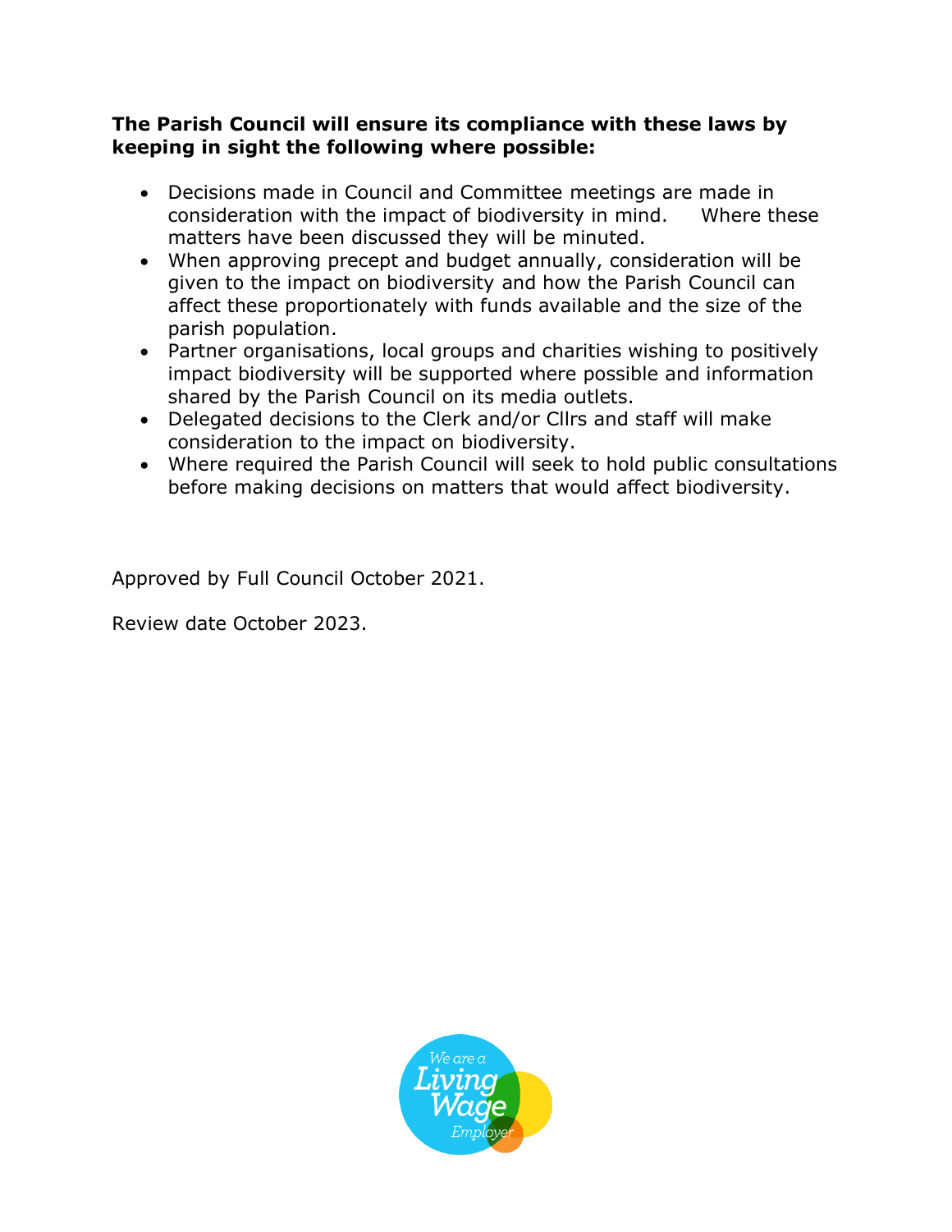**The Parish Council will ensure its compliance with these laws by keeping in sight the following where possible:**

- Decisions made in Council and Committee meetings are made in consideration with the impact of biodiversity in mind. Where these matters have been discussed they will be minuted.
- When approving precept and budget annually, consideration will be given to the impact on biodiversity and how the Parish Council can affect these proportionately with funds available and the size of the parish population.
- Partner organisations, local groups and charities wishing to positively impact biodiversity will be supported where possible and information shared by the Parish Council on its media outlets.
- Delegated decisions to the Clerk and/or Cllrs and staff will make consideration to the impact on biodiversity.
- Where required the Parish Council will seek to hold public consultations before making decisions on matters that would affect biodiversity.

Approved by Full Council October 2021.

Review date October 2023.

We are a Living Wage Employer